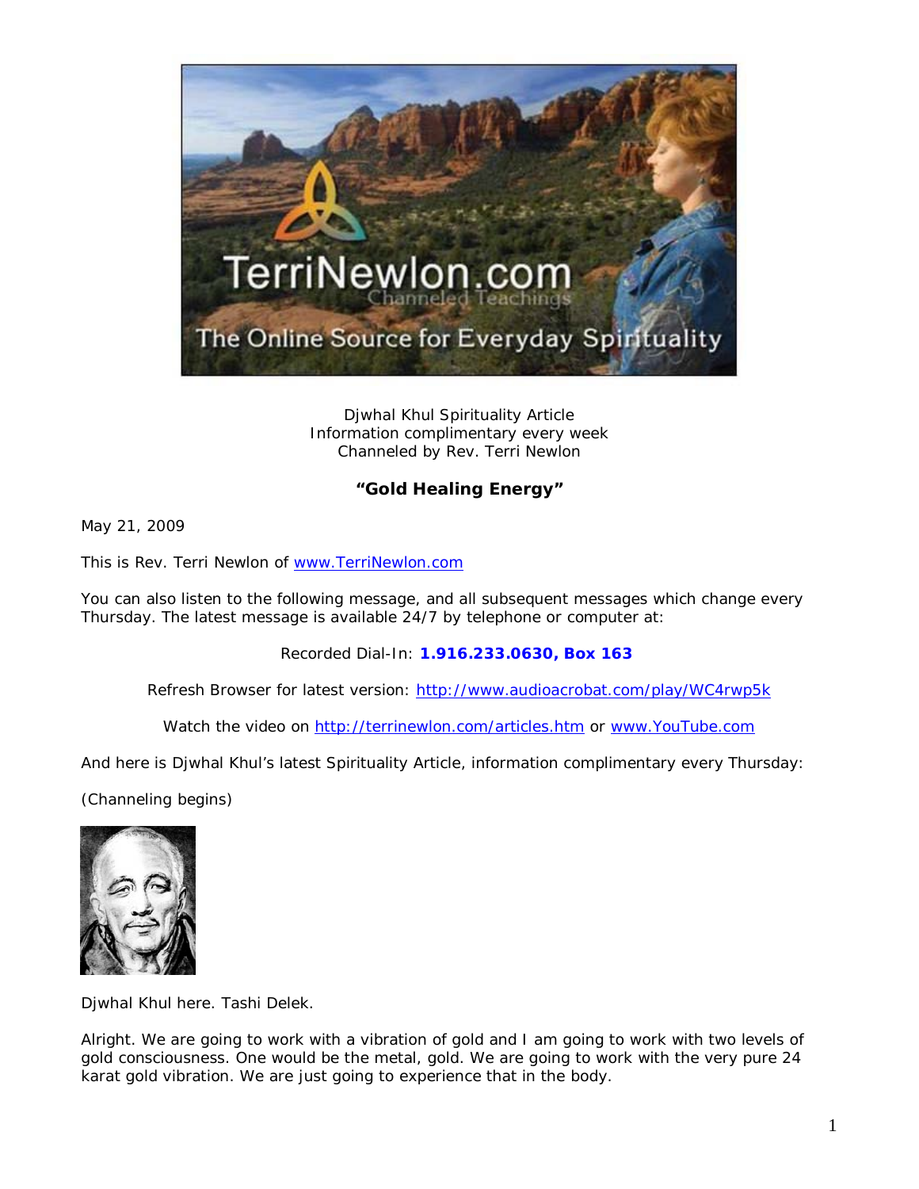Djwhal Khul Spirituality Article
Information complimentary every week
Channeled by Rev. Terri Newlon

**"Gold Healing Energy"**

May 21, 2009

This is Rev. Terri Newlon of [www.TerriNewlon.com](http://www.TerriNewlon.com)

You can also listen to the following message, and all subsequent messages which change every Thursday. The latest message is available 24/7 by telephone or computer at:

Recorded Dial-In: **1.916.233.0630, Box 163**

Refresh Browser for latest version: [http://www.audioacrobat.com/play/WC4rwp5k](http://www.audioacrobat.com/play/WC4rwp5k)

Watch the video on [http://terrinewlon.com/articles.htm](http://terrinewlon.com/articles.htm) or [www.YouTube.com](http://www.YouTube.com)

And here is Djwhal Khul's latest Spirituality Article, information complimentary every Thursday:

(Channeling begins)

Djwhal Khul here. Tashi Delek.

Alright. We are going to work with a vibration of gold and I am going to work with two levels of gold consciousness. One would be the metal, gold. We are going to work with the very pure 24 karat gold vibration. We are just going to experience that in the body.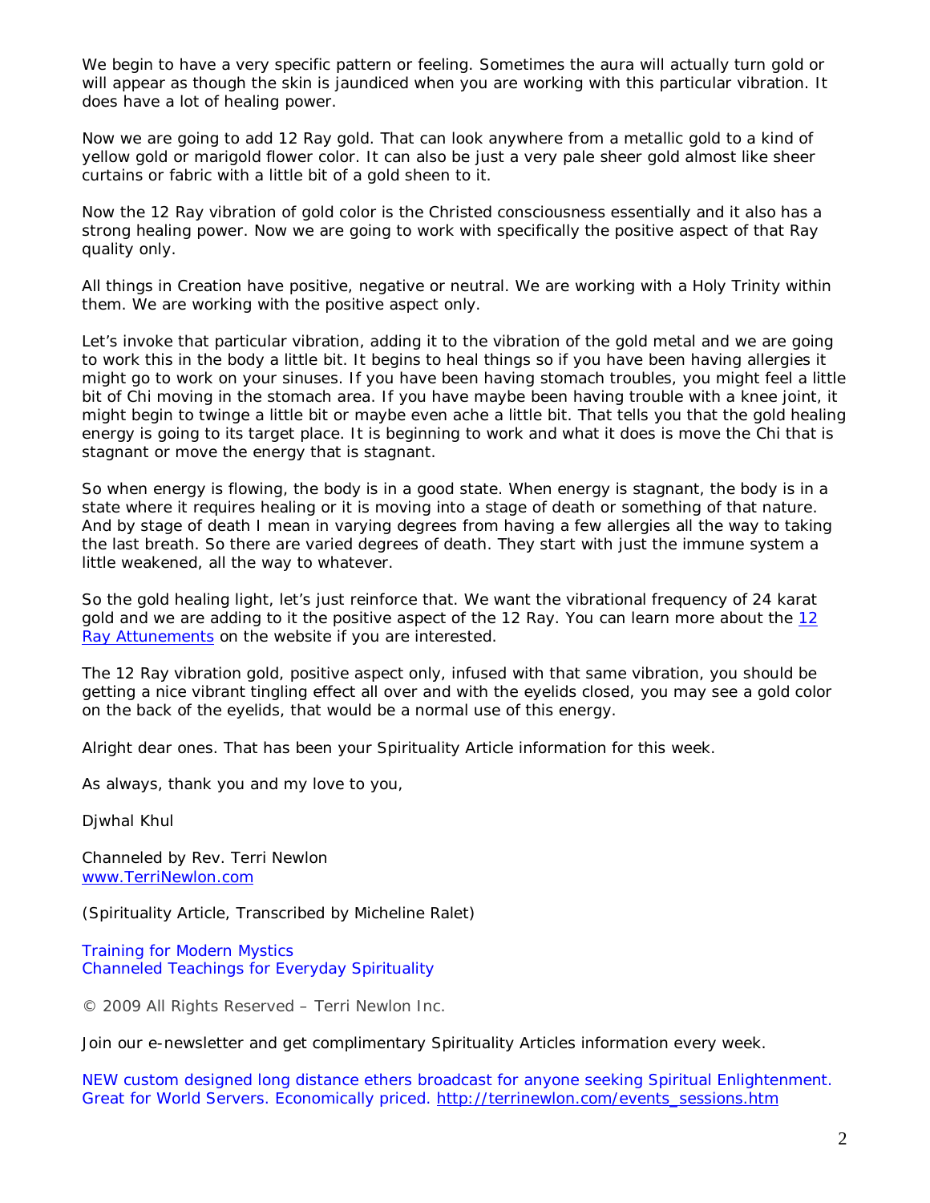We begin to have a very specific pattern or feeling. Sometimes the aura will actually turn gold or will appear as though the skin is jaundiced when you are working with this particular vibration. It does have a lot of healing power.

Now we are going to add 12 Ray gold. That can look anywhere from a metallic gold to a kind of yellow gold or marigold flower color. It can also be just a very pale sheer gold almost like sheer curtains or fabric with a little bit of a gold sheen to it.

Now the 12 Ray vibration of gold color is the Christed consciousness essentially and it also has a strong healing power. Now we are going to work with specifically the positive aspect of that Ray quality only.

All things in Creation have positive, negative or neutral. We are working with a Holy Trinity within them. We are working with the positive aspect only.

Let's invoke that particular vibration, adding it to the vibration of the gold metal and we are going to work this in the body a little bit. It begins to heal things so if you have been having allergies it might go to work on your sinuses. If you have been having stomach troubles, you might feel a little bit of Chi moving in the stomach area. If you have maybe been having trouble with a knee joint, it might begin to twinge a little bit or maybe even ache a little bit. That tells you that the gold healing energy is going to its target place. It is beginning to work and what it does is move the Chi that is stagnant or move the energy that is stagnant.

So when energy is flowing, the body is in a good state. When energy is stagnant, the body is in a state where it requires healing or it is moving into a stage of death or something of that nature. And by stage of death I mean in varying degrees from having a few allergies all the way to taking the last breath. So there are varied degrees of death. They start with just the immune system a little weakened, all the way to whatever.

So the gold healing light, let's just reinforce that. We want the vibrational frequency of 24 karat gold and we are adding to it the positive aspect of the 12 Ray. You can learn more about the [12 Ray Attunements] on the website if you are interested.

The 12 Ray vibration gold, positive aspect only, infused with that same vibration, you should be getting a nice vibrant tingling effect all over and with the eyelids closed, you may see a gold color on the back of the eyelids, that would be a normal use of this energy.

Alright dear ones. That has been your Spirituality Article information for this week.

As always, thank you and my love to you,

Djwhal Khul

Channeled by Rev. Terri Newlon
www.TerriNewlon.com

(Spirituality Article, Transcribed by Micheline Ralet)

Training for Modern Mystics
Channeled Teachings for Everyday Spirituality

© 2009 All Rights Reserved – Terri Newlon Inc.

Join our e-newsletter and get complimentary Spirituality Articles information every week.

NEW custom designed long distance ethers broadcast for anyone seeking Spiritual Enlightenment. Great for World Servers. Economically priced. http://terrinewlon.com/events_sessions.htm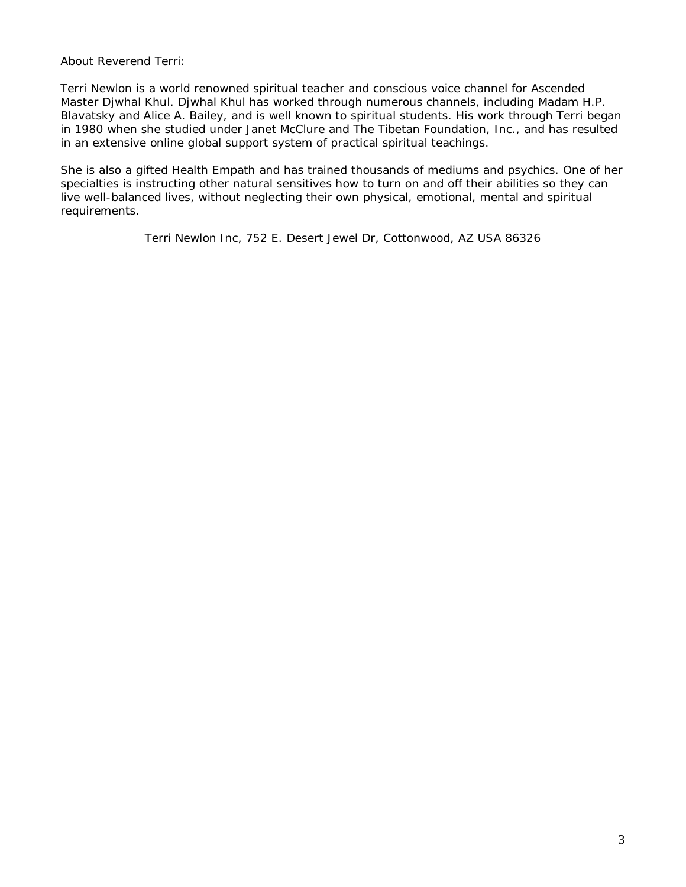About Reverend Terri:

Terri Newlon is a world renowned spiritual teacher and conscious voice channel for Ascended Master Djwhal Khul. Djwhal Khul has worked through numerous channels, including Madam H.P. Blavatsky and Alice A. Bailey, and is well known to spiritual students. His work through Terri began in 1980 when she studied under Janet McClure and The Tibetan Foundation, Inc., and has resulted in an extensive online global support system of practical spiritual teachings.

She is also a gifted Health Empath and has trained thousands of mediums and psychics. One of her specialties is instructing other natural sensitives how to turn on and off their abilities so they can live well-balanced lives, without neglecting their own physical, emotional, mental and spiritual requirements.

Terri Newlon Inc, 752 E. Desert Jewel Dr, Cottonwood, AZ USA 86326